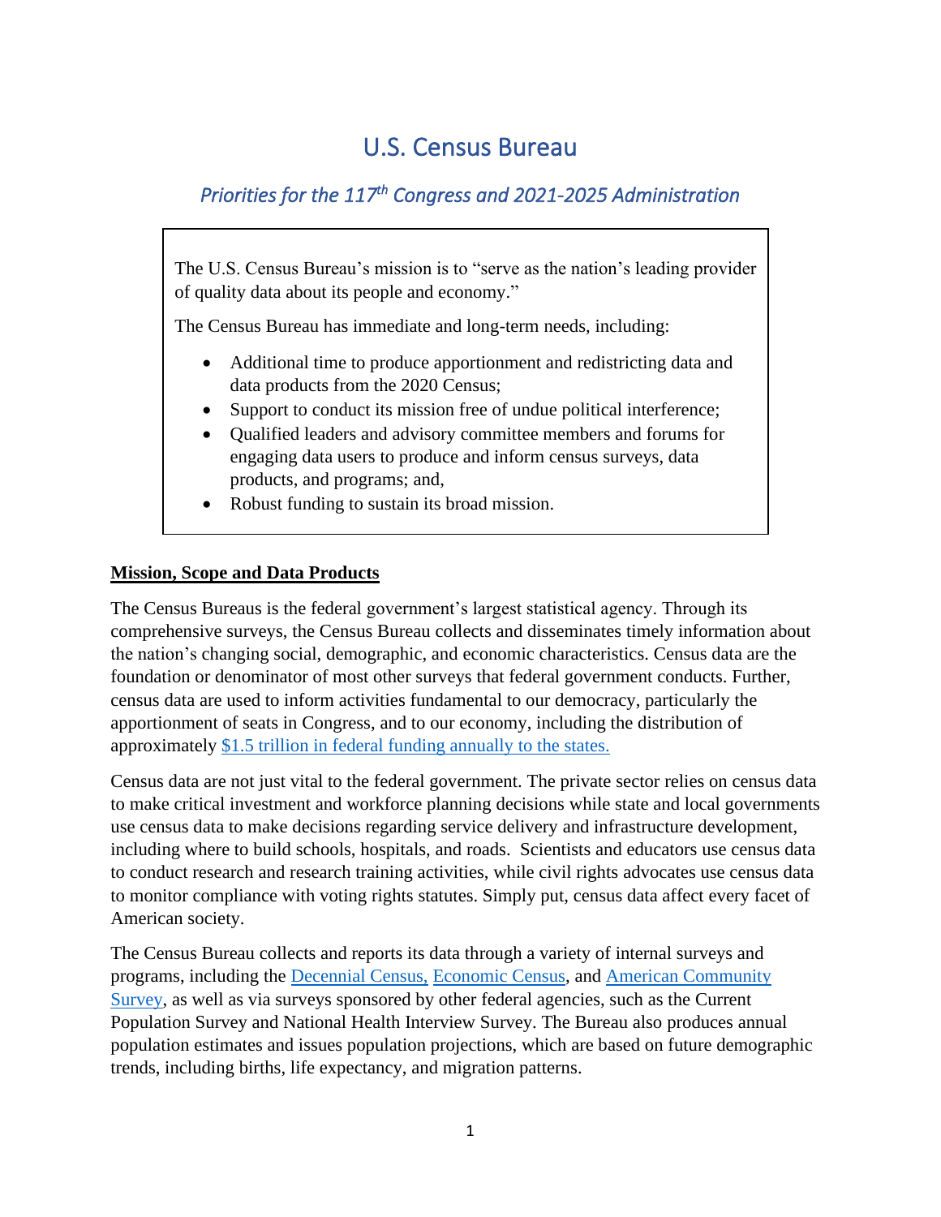# U.S. Census Bureau

## *Priorities for the 117th Congress and 2021-2025 Administration*

The U.S. Census Bureau's mission is to "serve as the nation's leading provider of quality data about its people and economy."

The Census Bureau has immediate and long-term needs, including:

- Additional time to produce apportionment and redistricting data and data products from the 2020 Census;
- Support to conduct its mission free of undue political interference;
- Qualified leaders and advisory committee members and forums for engaging data users to produce and inform census surveys, data products, and programs; and,
- Robust funding to sustain its broad mission.

**Mission, Scope and Data Products**

The Census Bureaus is the federal government's largest statistical agency. Through its comprehensive surveys, the Census Bureau collects and disseminates timely information about the nation's changing social, demographic, and economic characteristics. Census data are the foundation or denominator of most other surveys that federal government conducts. Further, census data are used to inform activities fundamental to our democracy, particularly the apportionment of seats in Congress, and to our economy, including the distribution of approximately [$1.5 trillion in federal funding annually to the states.]

Census data are not just vital to the federal government. The private sector relies on census data to make critical investment and workforce planning decisions while state and local governments use census data to make decisions regarding service delivery and infrastructure development, including where to build schools, hospitals, and roads. Scientists and educators use census data to conduct research and research training activities, while civil rights advocates use census data to monitor compliance with voting rights statutes. Simply put, census data affect every facet of American society.

The Census Bureau collects and reports its data through a variety of internal surveys and programs, including the [Decennial Census,] [Economic Census], and [American Community Survey], as well as via surveys sponsored by other federal agencies, such as the Current Population Survey and National Health Interview Survey. The Bureau also produces annual population estimates and issues population projections, which are based on future demographic trends, including births, life expectancy, and migration patterns.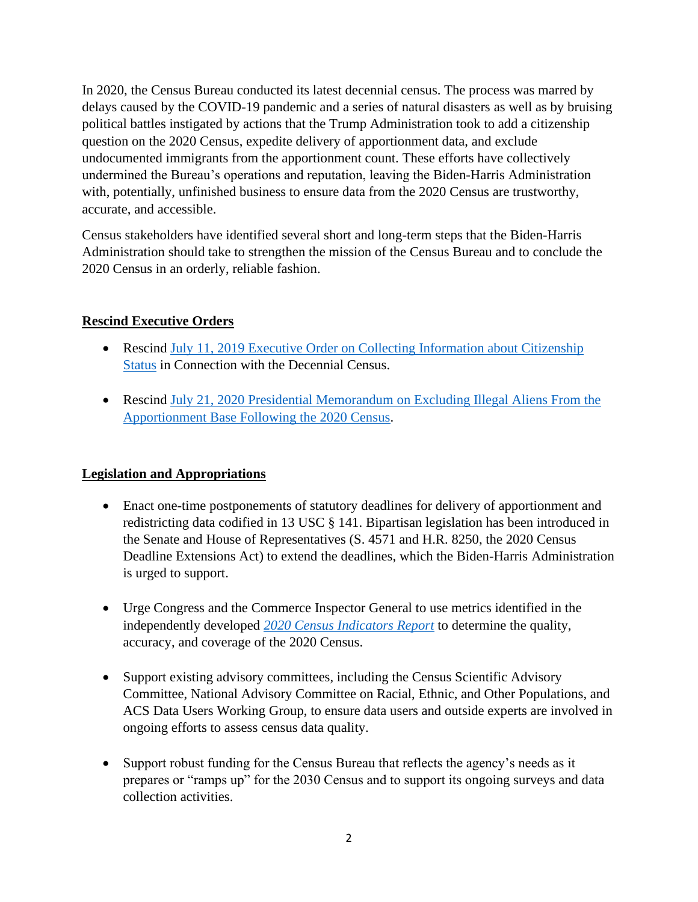In 2020, the Census Bureau conducted its latest decennial census. The process was marred by delays caused by the COVID-19 pandemic and a series of natural disasters as well as by bruising political battles instigated by actions that the Trump Administration took to add a citizenship question on the 2020 Census, expedite delivery of apportionment data, and exclude undocumented immigrants from the apportionment count. These efforts have collectively undermined the Bureau's operations and reputation, leaving the Biden-Harris Administration with, potentially, unfinished business to ensure data from the 2020 Census are trustworthy, accurate, and accessible.

Census stakeholders have identified several short and long-term steps that the Biden-Harris Administration should take to strengthen the mission of the Census Bureau and to conclude the 2020 Census in an orderly, reliable fashion.

## Rescind Executive Orders

- Rescind July 11, 2019 Executive Order on Collecting Information about Citizenship Status in Connection with the Decennial Census.
- Rescind July 21, 2020 Presidential Memorandum on Excluding Illegal Aliens From the Apportionment Base Following the 2020 Census.

## Legislation and Appropriations

- Enact one-time postponements of statutory deadlines for delivery of apportionment and redistricting data codified in 13 USC § 141. Bipartisan legislation has been introduced in the Senate and House of Representatives (S. 4571 and H.R. 8250, the 2020 Census Deadline Extensions Act) to extend the deadlines, which the Biden-Harris Administration is urged to support.
- Urge Congress and the Commerce Inspector General to use metrics identified in the independently developed *2020 Census Indicators Report* to determine the quality, accuracy, and coverage of the 2020 Census.
- Support existing advisory committees, including the Census Scientific Advisory Committee, National Advisory Committee on Racial, Ethnic, and Other Populations, and ACS Data Users Working Group, to ensure data users and outside experts are involved in ongoing efforts to assess census data quality.
- Support robust funding for the Census Bureau that reflects the agency's needs as it prepares or "ramps up" for the 2030 Census and to support its ongoing surveys and data collection activities.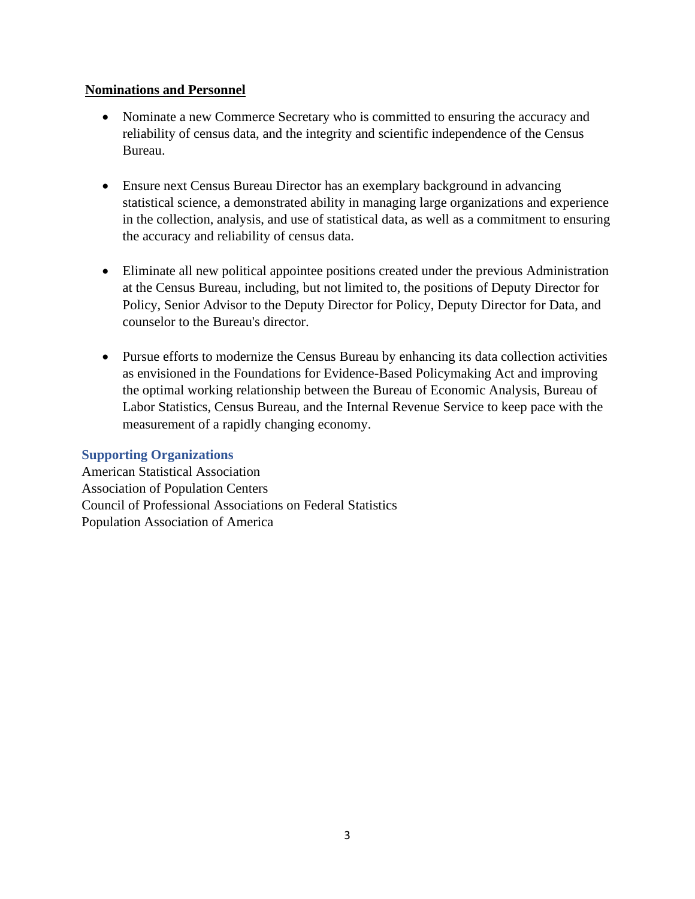**Nominations and Personnel**

- Nominate a new Commerce Secretary who is committed to ensuring the accuracy and reliability of census data, and the integrity and scientific independence of the Census Bureau.

- Ensure next Census Bureau Director has an exemplary background in advancing statistical science, a demonstrated ability in managing large organizations and experience in the collection, analysis, and use of statistical data, as well as a commitment to ensuring the accuracy and reliability of census data.

- Eliminate all new political appointee positions created under the previous Administration at the Census Bureau, including, but not limited to, the positions of Deputy Director for Policy, Senior Advisor to the Deputy Director for Policy, Deputy Director for Data, and counselor to the Bureau's director.

- Pursue efforts to modernize the Census Bureau by enhancing its data collection activities as envisioned in the Foundations for Evidence-Based Policymaking Act and improving the optimal working relationship between the Bureau of Economic Analysis, Bureau of Labor Statistics, Census Bureau, and the Internal Revenue Service to keep pace with the measurement of a rapidly changing economy.

### Supporting Organizations

American Statistical Association
Association of Population Centers
Council of Professional Associations on Federal Statistics
Population Association of America